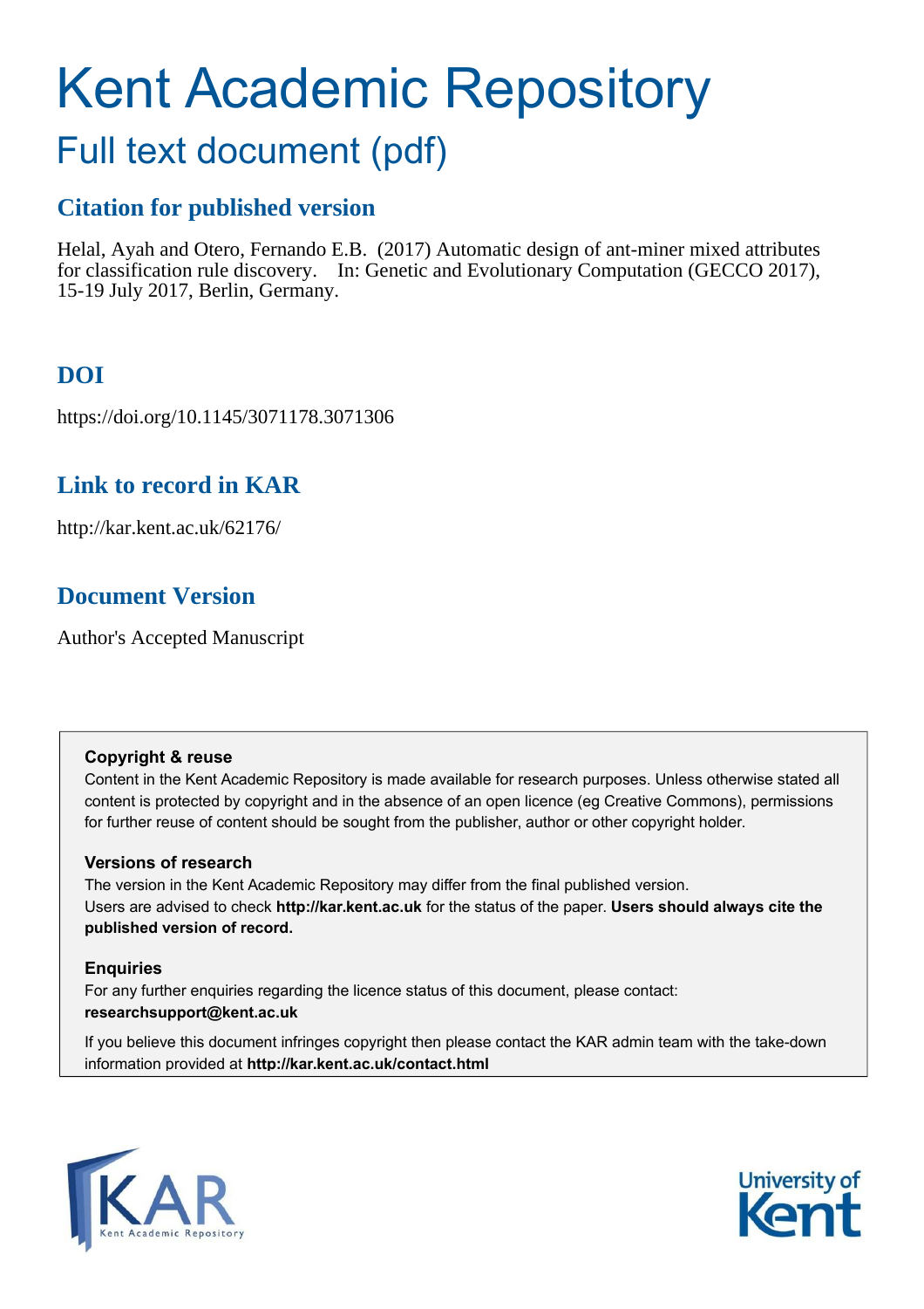# Kent Academic Repository

## Full text document (pdf)

### Citation for published version

Helal, Ayah and Otero, Fernando E.B. (2017) Automatic design of ant-miner mixed attributes for classification rule discovery. In: Genetic and Evolutionary Computation (GECCO 2017), 15-19 July 2017, Berlin, Germany.

### DOI

https://doi.org/10.1145/3071178.3071306

### Link to record in KAR

http://kar.kent.ac.uk/62176/

### Document Version

Author's Accepted Manuscript

**Copyright & reuse**

Content in the Kent Academic Repository is made available for research purposes. Unless otherwise stated all content is protected by copyright and in the absence of an open licence (eg Creative Commons), permissions for further reuse of content should be sought from the publisher, author or other copyright holder.

**Versions of research**

The version in the Kent Academic Repository may differ from the final published version. Users are advised to check **http://kar.kent.ac.uk** for the status of the paper. **Users should always cite the published version of record.**

**Enquiries**

For any further enquiries regarding the licence status of this document, please contact: **researchsupport@kent.ac.uk**

If you believe this document infringes copyright then please contact the KAR admin team with the take-down information provided at **http://kar.kent.ac.uk/contact.html**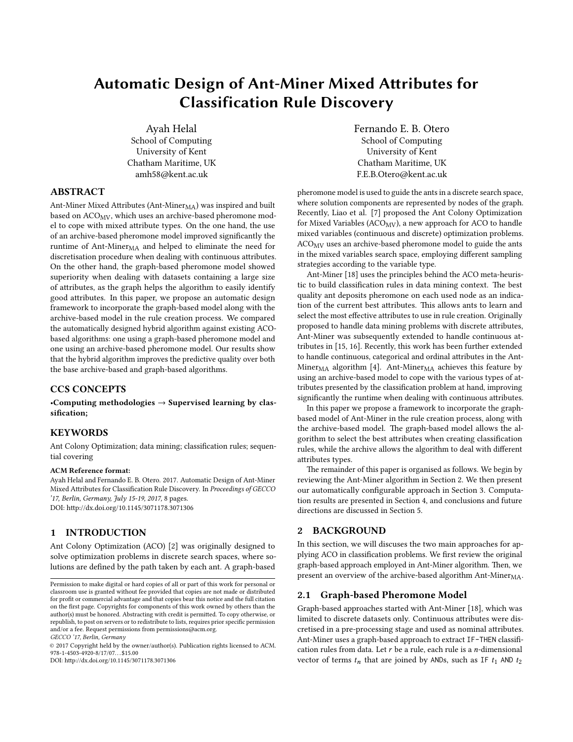# Automatic Design of Ant-Miner Mixed Attributes for Classification Rule Discovery

Ayah Helal
School of Computing
University of Kent
Chatham Maritime, UK
amh58@kent.ac.uk

Fernando E. B. Otero
School of Computing
University of Kent
Chatham Maritime, UK
F.E.B.Otero@kent.ac.uk

## ABSTRACT

Ant-Miner Mixed Attributes (Ant-Miner$_{\text{MA}}$) was inspired and built based on ACO$_{\text{MV}}$, which uses an archive-based pheromone model to cope with mixed attribute types. On the one hand, the use of an archive-based pheromone model improved significantly the runtime of Ant-Miner$_{\text{MA}}$ and helped to eliminate the need for discretisation procedure when dealing with continuous attributes. On the other hand, the graph-based pheromone model showed superiority when dealing with datasets containing a large size of attributes, as the graph helps the algorithm to easily identify good attributes. In this paper, we propose an automatic design framework to incorporate the graph-based model along with the archive-based model in the rule creation process. We compared the automatically designed hybrid algorithm against existing ACO-based algorithms: one using a graph-based pheromone model and one using an archive-based pheromone model. Our results show that the hybrid algorithm improves the predictive quality over both the base archive-based and graph-based algorithms.

## CCS CONCEPTS

•**Computing methodologies → Supervised learning by classification;**

## KEYWORDS

Ant Colony Optimization; data mining; classification rules; sequential covering

**ACM Reference format:**
Ayah Helal and Fernando E. B. Otero. 2017. Automatic Design of Ant-Miner Mixed Attributes for Classification Rule Discovery. In *Proceedings of GECCO '17, Berlin, Germany, July 15-19, 2017,* 8 pages.
DOI: http://dx.doi.org/10.1145/3071178.3071306

## 1 INTRODUCTION

Ant Colony Optimization (ACO) [2] was originally designed to solve optimization problems in discrete search spaces, where solutions are defined by the path taken by each ant. A graph-based pheromone model is used to guide the ants in a discrete search space, where solution components are represented by nodes of the graph. Recently, Liao et al. [7] proposed the Ant Colony Optimization for Mixed Variables (ACO$_{\text{MV}}$), a new approach for ACO to handle mixed variables (continuous and discrete) optimization problems. ACO$_{\text{MV}}$ uses an archive-based pheromone model to guide the ants in the mixed variables search space, employing different sampling strategies according to the variable type.

Ant-Miner [18] uses the principles behind the ACO meta-heuristic to build classification rules in data mining context. The best quality ant deposits pheromone on each used node as an indication of the current best attributes. This allows ants to learn and select the most effective attributes to use in rule creation. Originally proposed to handle data mining problems with discrete attributes, Ant-Miner was subsequently extended to handle continuous attributes in [15, 16]. Recently, this work has been further extended to handle continuous, categorical and ordinal attributes in the Ant-Miner$_{\text{MA}}$ algorithm [4]. Ant-Miner$_{\text{MA}}$ achieves this feature by using an archive-based model to cope with the various types of attributes presented by the classification problem at hand, improving significantly the runtime when dealing with continuous attributes.

In this paper we propose a framework to incorporate the graph-based model of Ant-Miner in the rule creation process, along with the archive-based model. The graph-based model allows the algorithm to select the best attributes when creating classification rules, while the archive allows the algorithm to deal with different attributes types.

The remainder of this paper is organised as follows. We begin by reviewing the Ant-Miner algorithm in Section 2. We then present our automatically configurable approach in Section 3. Computation results are presented in Section 4, and conclusions and future directions are discussed in Section 5.

## 2 BACKGROUND

In this section, we will discuses the two main approaches for applying ACO in classification problems. We first review the original graph-based approach employed in Ant-Miner algorithm. Then, we present an overview of the archive-based algorithm Ant-Miner$_{\text{MA}}$.

### 2.1 Graph-based Pheromone Model

Graph-based approaches started with Ant-Miner [18], which was limited to discrete datasets only. Continuous attributes were discretised in a pre-processing stage and used as nominal attributes. Ant-Miner uses a graph-based approach to extract IF-THEN classification rules from data. Let $r$ be a rule, each rule is a $n$-dimensional vector of terms $t_n$ that are joined by ANDs, such as IF $t_1$ AND $t_2$

Permission to make digital or hard copies of all or part of this work for personal or classroom use is granted without fee provided that copies are not made or distributed for profit or commercial advantage and that copies bear this notice and the full citation on the first page. Copyrights for components of this work owned by others than the author(s) must be honored. Abstracting with credit is permitted. To copy otherwise, or republish, to post on servers or to redistribute to lists, requires prior specific permission and/or a fee. Request permissions from permissions@acm.org.
*GECCO '17, Berlin, Germany*
© 2017 Copyright held by the owner/author(s). Publication rights licensed to ACM. 978-1-4503-4920-8/17/07…$15.00
DOI: http://dx.doi.org/10.1145/3071178.3071306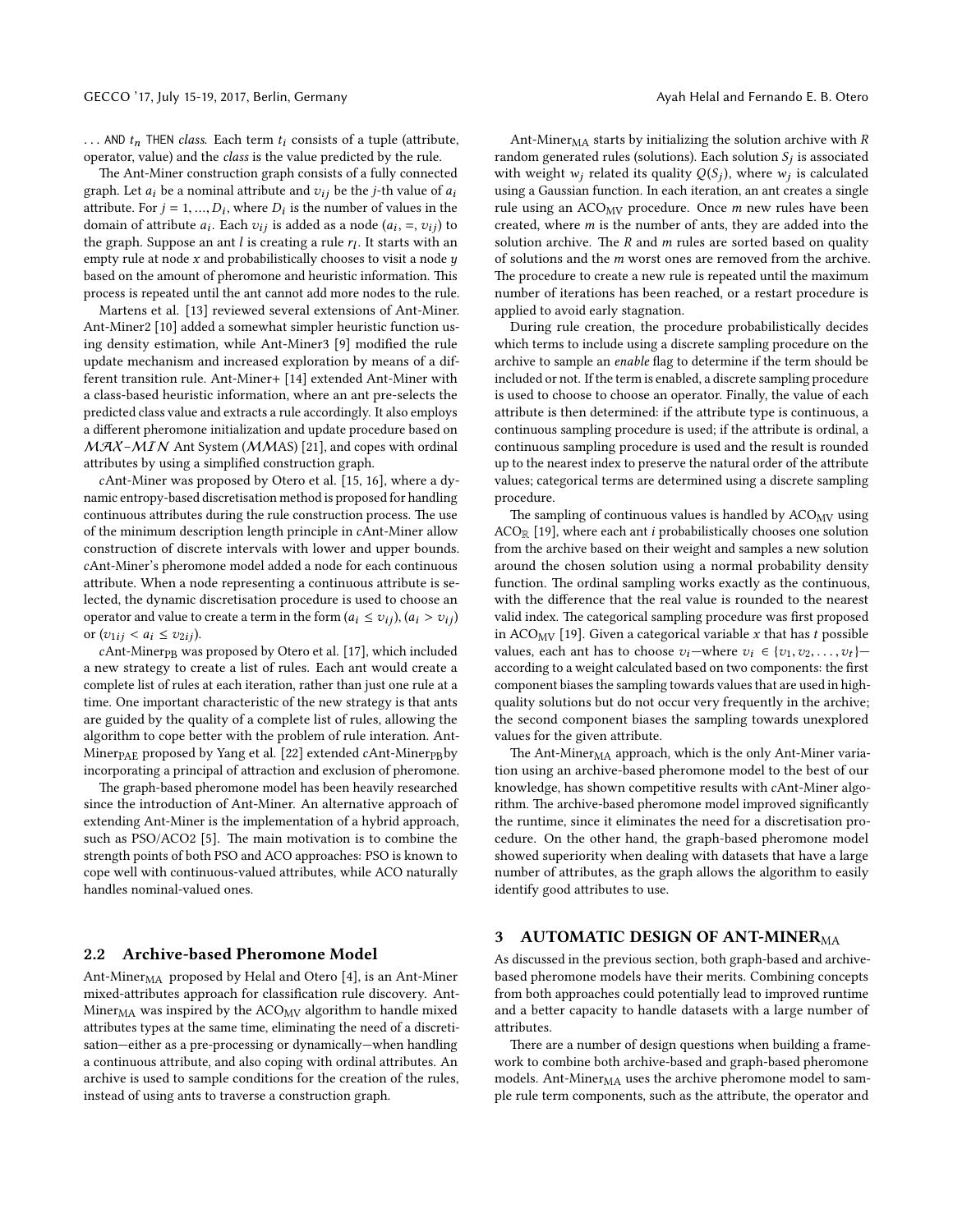... AND $t_n$ THEN *class*. Each term $t_i$ consists of a tuple (attribute, operator, value) and the *class* is the value predicted by the rule.

The Ant-Miner construction graph consists of a fully connected graph. Let $a_i$ be a nominal attribute and $v_{ij}$ be the $j$-th value of $a_i$ attribute. For $j = 1, ..., D_i$, where $D_i$ is the number of values in the domain of attribute $a_i$. Each $v_{ij}$ is added as a node $(a_i, =, v_{ij})$ to the graph. Suppose an ant $l$ is creating a rule $r_l$. It starts with an empty rule at node $x$ and probabilistically chooses to visit a node $y$ based on the amount of pheromone and heuristic information. This process is repeated until the ant cannot add more nodes to the rule.

Martens et al. [13] reviewed several extensions of Ant-Miner. Ant-Miner2 [10] added a somewhat simpler heuristic function using density estimation, while Ant-Miner3 [9] modified the rule update mechanism and increased exploration by means of a different transition rule. Ant-Miner+ [14] extended Ant-Miner with a class-based heuristic information, where an ant pre-selects the predicted class value and extracts a rule accordingly. It also employs a different pheromone initialization and update procedure based on $\mathcal{MAX}$–$\mathcal{MIN}$ Ant System ($\mathcal{MM}$AS) [21], and copes with ordinal attributes by using a simplified construction graph.

*c*Ant-Miner was proposed by Otero et al. [15, 16], where a dynamic entropy-based discretisation method is proposed for handling continuous attributes during the rule construction process. The use of the minimum description length principle in *c*Ant-Miner allow construction of discrete intervals with lower and upper bounds. *c*Ant-Miner's pheromone model added a node for each continuous attribute. When a node representing a continuous attribute is selected, the dynamic discretisation procedure is used to choose an operator and value to create a term in the form $(a_i \leq v_{ij})$, $(a_i > v_{ij})$ or $(v_{1ij} < a_i \leq v_{2ij})$.

*c*Ant-Miner$_{\text{PB}}$ was proposed by Otero et al. [17], which included a new strategy to create a list of rules. Each ant would create a complete list of rules at each iteration, rather than just one rule at a time. One important characteristic of the new strategy is that ants are guided by the quality of a complete list of rules, allowing the algorithm to cope better with the problem of rule interation. Ant-Miner$_{\text{PAE}}$ proposed by Yang et al. [22] extended *c*Ant-Miner$_{\text{PB}}$by incorporating a principal of attraction and exclusion of pheromone.

The graph-based pheromone model has been heavily researched since the introduction of Ant-Miner. An alternative approach of extending Ant-Miner is the implementation of a hybrid approach, such as PSO/ACO2 [5]. The main motivation is to combine the strength points of both PSO and ACO approaches: PSO is known to cope well with continuous-valued attributes, while ACO naturally handles nominal-valued ones.

## 2.2 Archive-based Pheromone Model

Ant-Miner$_{\text{MA}}$ proposed by Helal and Otero [4], is an Ant-Miner mixed-attributes approach for classification rule discovery. Ant-Miner$_{\text{MA}}$ was inspired by the ACO$_{\text{MV}}$ algorithm to handle mixed attributes types at the same time, eliminating the need of a discretisation—either as a pre-processing or dynamically—when handling a continuous attribute, and also coping with ordinal attributes. An archive is used to sample conditions for the creation of the rules, instead of using ants to traverse a construction graph.

Ant-Miner$_{\text{MA}}$ starts by initializing the solution archive with $R$ random generated rules (solutions). Each solution $S_j$ is associated with weight $w_j$ related its quality $Q(S_j)$, where $w_j$ is calculated using a Gaussian function. In each iteration, an ant creates a single rule using an ACO$_{\text{MV}}$ procedure. Once $m$ new rules have been created, where $m$ is the number of ants, they are added into the solution archive. The $R$ and $m$ rules are sorted based on quality of solutions and the $m$ worst ones are removed from the archive. The procedure to create a new rule is repeated until the maximum number of iterations has been reached, or a restart procedure is applied to avoid early stagnation.

During rule creation, the procedure probabilistically decides which terms to include using a discrete sampling procedure on the archive to sample an *enable* flag to determine if the term should be included or not. If the term is enabled, a discrete sampling procedure is used to choose an operator. Finally, the value of each attribute is then determined: if the attribute type is continuous, a continuous sampling procedure is used; if the attribute is ordinal, a continuous sampling procedure is used and the result is rounded up to the nearest index to preserve the natural order of the attribute values; categorical terms are determined using a discrete sampling procedure.

The sampling of continuous values is handled by ACO$_{\text{MV}}$ using ACO$_{\mathbb{R}}$ [19], where each ant $i$ probabilistically chooses one solution from the archive based on their weight and samples a new solution around the chosen solution using a normal probability density function. The ordinal sampling works exactly as the continuous, with the difference that the real value is rounded to the nearest valid index. The categorical sampling procedure was first proposed in ACO$_{\text{MV}}$ [19]. Given a categorical variable $x$ that has $t$ possible values, each ant has to choose $v_i$—where $v_i \in \{v_1, v_2, \ldots, v_t\}$—according to a weight calculated based on two components: the first component biases the sampling towards values that are used in high-quality solutions but do not occur very frequently in the archive; the second component biases the sampling towards unexplored values for the given attribute.

The Ant-Miner$_{\text{MA}}$ approach, which is the only Ant-Miner variation using an archive-based pheromone model to the best of our knowledge, has shown competitive results with *c*Ant-Miner algorithm. The archive-based pheromone model improved significantly the runtime, since it eliminates the need for a discretisation procedure. On the other hand, the graph-based pheromone model showed superiority when dealing with datasets that have a large number of attributes, as the graph allows the algorithm to easily identify good attributes to use.

# 3 AUTOMATIC DESIGN OF ANT-MINER$_{\text{MA}}$

As discussed in the previous section, both graph-based and archive-based pheromone models have their merits. Combining concepts from both approaches could potentially lead to improved runtime and a better capacity to handle datasets with a large number of attributes.

There are a number of design questions when building a framework to combine both archive-based and graph-based pheromone models. Ant-Miner$_{\text{MA}}$ uses the archive pheromone model to sample rule term components, such as the attribute, the operator and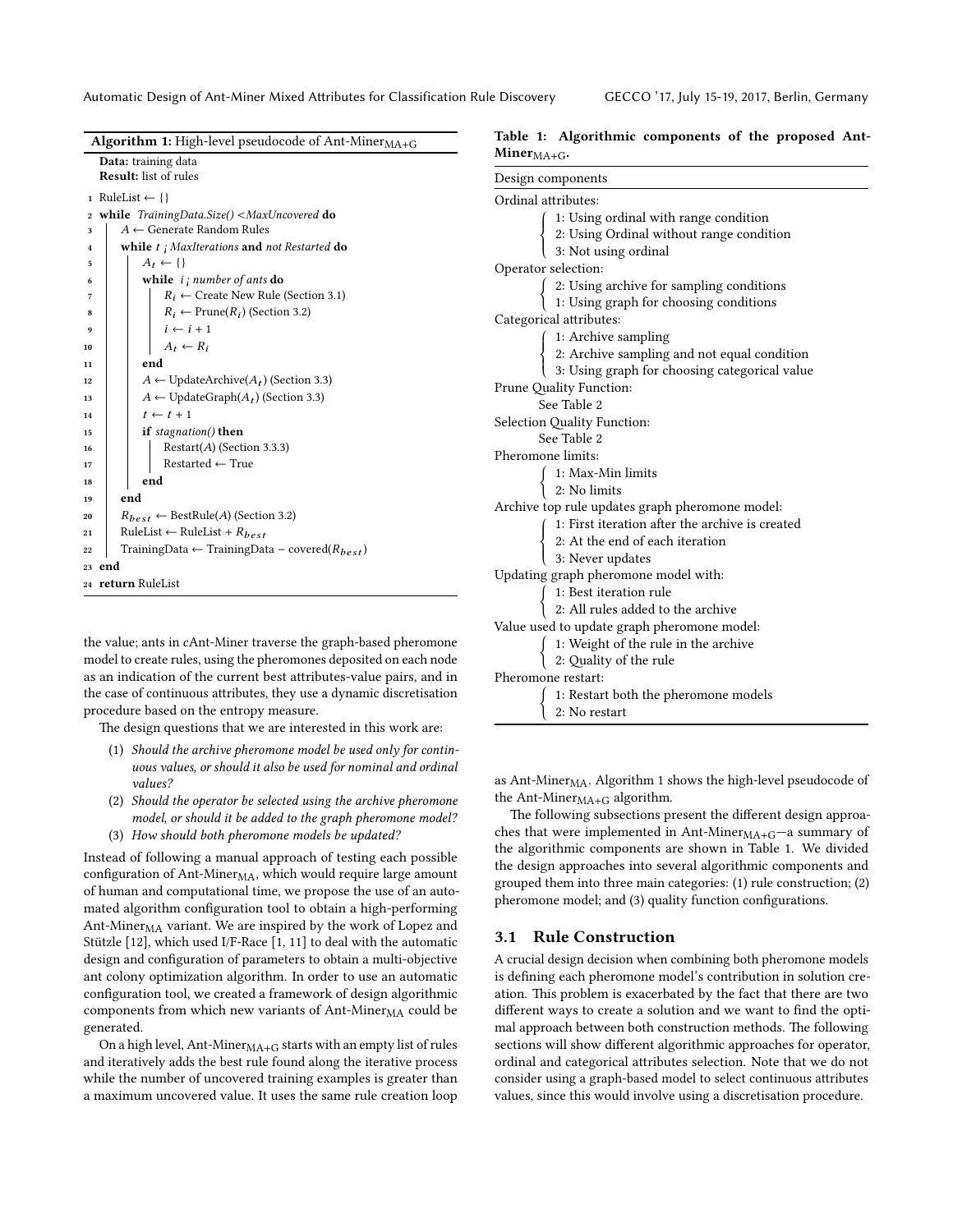**Algorithm 1:** High-level pseudocode of Ant-Miner$_{\text{MA+G}}$

```
   Data: training data
   Result: list of rules
 1 RuleList ← {}
 2 while TrainingData.Size() <MaxUncovered do
 3     A ← Generate Random Rules
 4     while t ¡ MaxIterations and not Restarted do
 5         A_t ← {}
 6         while i ¡ number of ants do
 7             R_i ← Create New Rule (Section 3.1)
 8             R_i ← Prune(R_i) (Section 3.2)
 9             i ← i + 1
10             A_t ← R_i
11         end
12         A ← UpdateArchive(A_t) (Section 3.3)
13         A ← UpdateGraph(A_t) (Section 3.3)
14         t ← t + 1
15         if stagnation() then
16             Restart(A) (Section 3.3.3)
17             Restarted ← True
18         end
19     end
20     R_best ← BestRule(A) (Section 3.2)
21     RuleList ← RuleList + R_best
22     TrainingData ← TrainingData − covered(R_best)
23 end
24 return RuleList
```

the value; ants in *c*Ant-Miner traverse the graph-based pheromone model to create rules, using the pheromones deposited on each node as an indication of the current best attributes-value pairs, and in the case of continuous attributes, they use a dynamic discretisation procedure based on the entropy measure.

The design questions that we are interested in this work are:

(1) *Should the archive pheromone model be used only for continuous values, or should it also be used for nominal and ordinal values?*
(2) *Should the operator be selected using the archive pheromone model, or should it be added to the graph pheromone model?*
(3) *How should both pheromone models be updated?*

Instead of following a manual approach of testing each possible configuration of Ant-Miner$_{\text{MA}}$, which would require large amount of human and computational time, we propose the use of an automated algorithm configuration tool to obtain a high-performing Ant-Miner$_{\text{MA}}$ variant. We are inspired by the work of Lopez and Stützle [12], which used I/F-Race [1, 11] to deal with the automatic design and configuration of parameters to obtain a multi-objective ant colony optimization algorithm. In order to use an automatic configuration tool, we created a framework of design algorithmic components from which new variants of Ant-Miner$_{\text{MA}}$ could be generated.

On a high level, Ant-Miner$_{\text{MA+G}}$ starts with an empty list of rules and iteratively adds the best rule found along the iterative process while the number of uncovered training examples is greater than a maximum uncovered value. It uses the same rule creation loop as Ant-Miner$_{\text{MA}}$. Algorithm 1 shows the high-level pseudocode of the Ant-Miner$_{\text{MA+G}}$ algorithm.

**Table 1: Algorithmic components of the proposed Ant-Miner$_{\text{MA+G}}$.**

| Design components |
|---|
| Ordinal attributes: |
| 1: Using ordinal with range condition |
| 2: Using Ordinal without range condition |
| 3: Not using ordinal |
| Operator selection: |
| 2: Using archive for sampling conditions |
| 1: Using graph for choosing conditions |
| Categorical attributes: |
| 1: Archive sampling |
| 2: Archive sampling and not equal condition |
| 3: Using graph for choosing categorical value |
| Prune Quality Function: |
| See Table 2 |
| Selection Quality Function: |
| See Table 2 |
| Pheromone limits: |
| 1: Max-Min limits |
| 2: No limits |
| Archive top rule updates graph pheromone model: |
| 1: First iteration after the archive is created |
| 2: At the end of each iteration |
| 3: Never updates |
| Updating graph pheromone model with: |
| 1: Best iteration rule |
| 2: All rules added to the archive |
| Value used to update graph pheromone model: |
| 1: Weight of the rule in the archive |
| 2: Quality of the rule |
| Pheromone restart: |
| 1: Restart both the pheromone models |
| 2: No restart |

The following subsections present the different design approaches that were implemented in Ant-Miner$_{\text{MA+G}}$—a summary of the algorithmic components are shown in Table 1. We divided the design approaches into several algorithmic components and grouped them into three main categories: (1) rule construction; (2) pheromone model; and (3) quality function configurations.

## 3.1 Rule Construction

A crucial design decision when combining both pheromone models is defining each pheromone model's contribution in solution creation. This problem is exacerbated by the fact that there are two different ways to create a solution and we want to find the optimal approach between both construction methods. The following sections will show different algorithmic approaches for operator, ordinal and categorical attributes selection. Note that we do not consider using a graph-based model to select continuous attributes values, since this would involve using a discretisation procedure.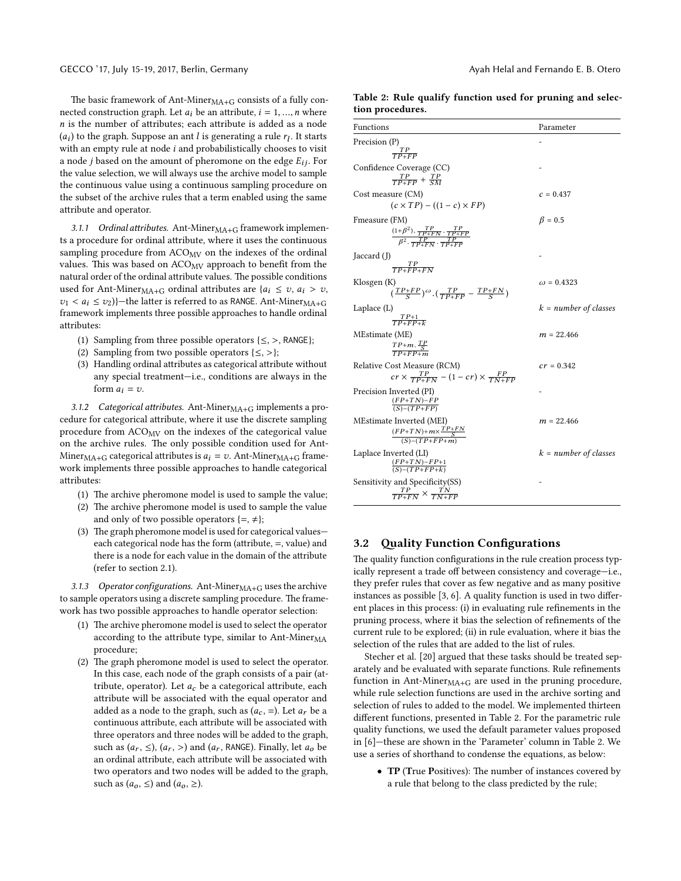The basic framework of Ant-Miner$_{\text{MA+G}}$ consists of a fully connected construction graph. Let $a_i$ be an attribute, $i = 1, ..., n$ where $n$ is the number of attributes; each attribute is added as a node ($a_i$) to the graph. Suppose an ant $l$ is generating a rule $r_l$. It starts with an empty rule at node $i$ and probabilistically chooses to visit a node $j$ based on the amount of pheromone on the edge $E_{ij}$. For the value selection, we will always use the archive model to sample the continuous value using a continuous sampling procedure on the subset of the archive rules that a term enabled using the same attribute and operator.

#### 3.1.1 *Ordinal attributes.*

Ant-Miner$_{\text{MA+G}}$ framework implements a procedure for ordinal attribute, where it uses the continuous sampling procedure from ACO$_{\text{MV}}$ on the indexes of the ordinal values. This was based on ACO$_{\text{MV}}$ approach to benefit from the natural order of the ordinal attribute values. The possible conditions used for Ant-Miner$_{\text{MA+G}}$ ordinal attributes are $\{a_i \leq v, a_i > v, v_1 < a_i \leq v_2\}$—the latter is referred to as RANGE. Ant-Miner$_{\text{MA+G}}$ framework implements three possible approaches to handle ordinal attributes:

1. Sampling from three possible operators $\{\leq, >, \text{RANGE}\}$;
2. Sampling from two possible operators $\{\leq, >\}$;
3. Handling ordinal attributes as categorical attribute without any special treatment—i.e., conditions are always in the form $a_i = v$.

#### 3.1.2 *Categorical attributes.*

Ant-Miner$_{\text{MA+G}}$ implements a procedure for categorical attribute, where it use the discrete sampling procedure from ACO$_{\text{MV}}$ on the indexes of the categorical value on the archive rules. The only possible condition used for Ant-Miner$_{\text{MA+G}}$ categorical attributes is $a_i = v$. Ant-Miner$_{\text{MA+G}}$ framework implements three possible approaches to handle categorical attributes:

1. The archive pheromone model is used to sample the value;
2. The archive pheromone model is used to sample the value and only of two possible operators $\{=, \neq\}$;
3. The graph pheromone model is used for categorical values—each categorical node has the form (attribute, =, value) and there is a node for each value in the domain of the attribute (refer to section 2.1).

#### 3.1.3 *Operator configurations.*

Ant-Miner$_{\text{MA+G}}$ uses the archive to sample operators using a discrete sampling procedure. The framework has two possible approaches to handle operator selection:

1. The archive pheromone model is used to select the operator according to the attribute type, similar to Ant-Miner$_{\text{MA}}$ procedure;
2. The graph pheromone model is used to select the operator. In this case, each node of the graph consists of a pair (attribute, operator). Let $a_c$ be a categorical attribute, each attribute will be associated with the equal operator and added as a node to the graph, such as $(a_c, =)$. Let $a_r$ be a continuous attribute, each attribute will be associated with three operators and three nodes will be added to the graph, such as $(a_r, \leq)$, $(a_r, >)$ and $(a_r, \text{RANGE})$. Finally, let $a_o$ be an ordinal attribute, each attribute will be associated with two operators and two nodes will be added to the graph, such as $(a_o, \leq)$ and $(a_o, \geq)$.

**Table 2: Rule qualify function used for pruning and selection procedures.**

| Functions | Parameter |
|---|---|
| Precision (P) $\frac{TP}{TP+FP}$ | - |
| Confidence Coverage (CC) $\frac{TP}{TP+FP} + \frac{TP}{SM}$ | - |
| Cost measure (CM) $(c \times TP) - ((1-c) \times FP)$ | $c$ = 0.437 |
| Fmeasure (FM) $\frac{(1+\beta^2) \cdot \frac{TP}{TP+FN} \cdot \frac{TP}{TP+FP}}{\beta^2 \cdot \frac{TP}{TP+FN} \cdot \frac{TP}{TP+FP}}$ | $\beta$ = 0.5 |
| Jaccard (J) $\frac{TP}{TP+FP+FN}$ | - |
| Klosgen (K) $(\frac{TP+FP}{S})^{\omega} . (\frac{TP}{TP+FP} - \frac{TP+FN}{S})$ | $\omega$ = 0.4323 |
| Laplace (L) $\frac{TP+1}{TP+FP+k}$ | $k$ = *number of classes* |
| MEstimate (ME) $\frac{TP+m.\frac{TP}{S}}{TP+FP+m}$ | $m$ = 22.466 |
| Relative Cost Measure (RCM) $cr \times \frac{TP}{TP+FN} - (1-cr) \times \frac{FP}{TN+FP}$ | $cr$ = 0.342 |
| Precision Inverted (PI) $\frac{(FP+TN)-FP}{(S)-(TP+FP)}$ | - |
| MEstimate Inverted (MEI) $\frac{(FP+TN)+m \times \frac{TP+FN}{S}}{(S)-(TP+FP+m)}$ | $m$ = 22.466 |
| Laplace Inverted (LI) $\frac{(FP+TN)-FP+1}{(S)-(TP+FP+k)}$ | $k$ = *number of classes* |
| Sensitivity and Specificity(SS) $\frac{TP}{TP+FN} \times \frac{TN}{TN+FP}$ | - |

## 3.2 Quality Function Configurations

The quality function configurations in the rule creation process typically represent a trade off between consistency and coverage—i.e., they prefer rules that cover as few negative and as many positive instances as possible [3, 6]. A quality function is used in two different places in this process: (i) in evaluating rule refinements in the pruning process, where it bias the selection of refinements of the current rule to be explored; (ii) in rule evaluation, where it bias the selection of the rules that are added to the list of rules.

Stecher et al. [20] argued that these tasks should be treated separately and be evaluated with separate functions. Rule refinements function in Ant-Miner$_{\text{MA+G}}$ are used in the pruning procedure, while rule selection functions are used in the archive sorting and selection of rules to added to the model. We implemented thirteen different functions, presented in Table 2. For the parametric rule quality functions, we used the default parameter values proposed in [6]—these are shown in the 'Parameter' column in Table 2. We use a series of shorthand to condense the equations, as below:

- **TP** (**T**rue **P**ositives): The number of instances covered by a rule that belong to the class predicted by the rule;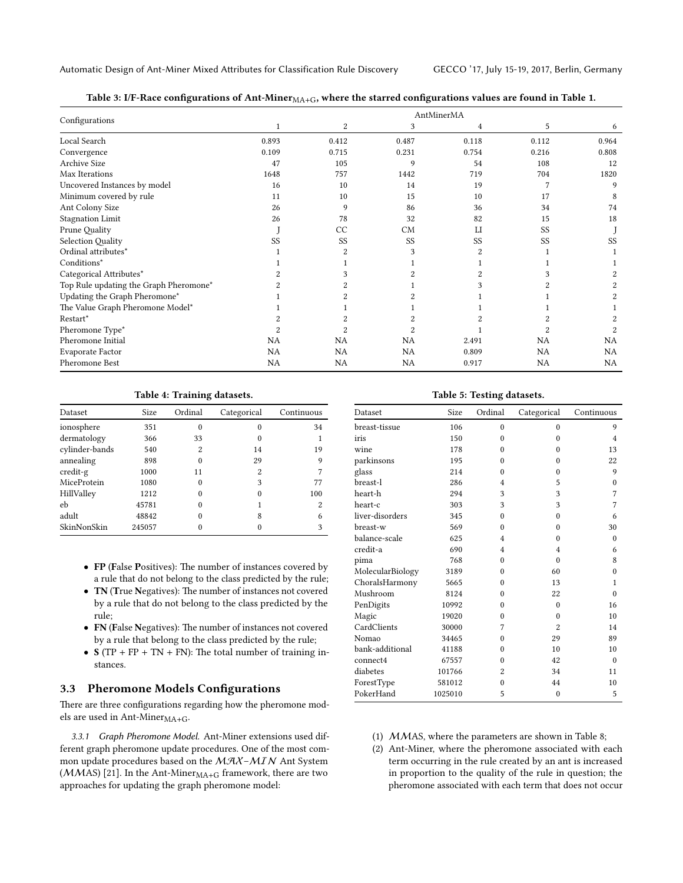Table 3: I/F-Race configurations of Ant-Miner$_{MA+G}$, where the starred configurations values are found in Table 1.

| Configurations | AntMinerMA | | | | | |
|---|---|---|---|---|---|---|
| | 1 | 2 | 3 | 4 | 5 | 6 |
| Local Search | 0.893 | 0.412 | 0.487 | 0.118 | 0.112 | 0.964 |
| Convergence | 0.109 | 0.715 | 0.231 | 0.754 | 0.216 | 0.808 |
| Archive Size | 47 | 105 | 9 | 54 | 108 | 12 |
| Max Iterations | 1648 | 757 | 1442 | 719 | 704 | 1820 |
| Uncovered Instances by model | 16 | 10 | 14 | 19 | 7 | 9 |
| Minimum covered by rule | 11 | 10 | 15 | 10 | 17 | 8 |
| Ant Colony Size | 26 | 9 | 86 | 36 | 34 | 74 |
| Stagnation Limit | 26 | 78 | 32 | 82 | 15 | 18 |
| Prune Quality | J | CC | CM | LI | SS | J |
| Selection Quality | SS | SS | SS | SS | SS | SS |
| Ordinal attributes* | 1 | 2 | 3 | 2 | 1 | 1 |
| Conditions* | 1 | 1 | 1 | 1 | 1 | 1 |
| Categorical Attributes* | 2 | 3 | 2 | 2 | 3 | 2 |
| Top Rule updating the Graph Pheromone* | 2 | 2 | 1 | 3 | 2 | 2 |
| Updating the Graph Pheromone* | 1 | 2 | 2 | 1 | 1 | 2 |
| The Value Graph Pheromone Model* | 1 | 1 | 1 | 1 | 1 | 1 |
| Restart* | 2 | 2 | 2 | 2 | 2 | 2 |
| Pheromone Type* | 2 | 2 | 2 | 1 | 2 | 2 |
| Pheromone Initial | NA | NA | NA | 2.491 | NA | NA |
| Evaporate Factor | NA | NA | NA | 0.809 | NA | NA |
| Pheromone Best | NA | NA | NA | 0.917 | NA | NA |

Table 4: Training datasets.

| Dataset | Size | Ordinal | Categorical | Continuous |
|---|---|---|---|---|
| ionosphere | 351 | 0 | 0 | 34 |
| dermatology | 366 | 33 | 0 | 1 |
| cylinder-bands | 540 | 2 | 14 | 19 |
| annealing | 898 | 0 | 29 | 9 |
| credit-g | 1000 | 11 | 2 | 7 |
| MiceProtein | 1080 | 0 | 3 | 77 |
| HillValley | 1212 | 0 | 0 | 100 |
| eb | 45781 | 0 | 1 | 2 |
| adult | 48842 | 0 | 8 | 6 |
| SkinNonSkin | 245057 | 0 | 0 | 3 |

- **FP** (**F**alse **P**ositives): The number of instances covered by a rule that do not belong to the class predicted by the rule;
- **TN** (**T**rue **N**egatives): The number of instances not covered by a rule that do not belong to the class predicted by the rule;
- **FN** (**F**alse **N**egatives): The number of instances not covered by a rule that belong to the class predicted by the rule;
- **S** (TP + FP + TN + FN): The total number of training instances.

### 3.3 Pheromone Models Configurations

There are three configurations regarding how the pheromone models are used in Ant-Miner$_{MA+G}$.

*3.3.1 Graph Pheromone Model.* Ant-Miner extensions used different graph pheromone update procedures. One of the most common update procedures based on the $\mathcal{MAX}$–$\mathcal{MIN}$ Ant System ($\mathcal{MM}$AS) [21]. In the Ant-Miner$_{MA+G}$ framework, there are two approaches for updating the graph pheromone model:

Table 5: Testing datasets.

| Dataset | Size | Ordinal | Categorical | Continuous |
|---|---|---|---|---|
| breast-tissue | 106 | 0 | 0 | 9 |
| iris | 150 | 0 | 0 | 4 |
| wine | 178 | 0 | 0 | 13 |
| parkinsons | 195 | 0 | 0 | 22 |
| glass | 214 | 0 | 0 | 9 |
| breast-l | 286 | 4 | 5 | 0 |
| heart-h | 294 | 3 | 3 | 7 |
| heart-c | 303 | 3 | 3 | 7 |
| liver-disorders | 345 | 0 | 0 | 6 |
| breast-w | 569 | 0 | 0 | 30 |
| balance-scale | 625 | 4 | 0 | 0 |
| credit-a | 690 | 4 | 4 | 6 |
| pima | 768 | 0 | 0 | 8 |
| MolecularBiology | 3189 | 0 | 60 | 0 |
| ChoralsHarmony | 5665 | 0 | 13 | 1 |
| Mushroom | 8124 | 0 | 22 | 0 |
| PenDigits | 10992 | 0 | 0 | 16 |
| Magic | 19020 | 0 | 0 | 10 |
| CardClients | 30000 | 7 | 2 | 14 |
| Nomao | 34465 | 0 | 29 | 89 |
| bank-additional | 41188 | 0 | 10 | 10 |
| connect4 | 67557 | 0 | 42 | 0 |
| diabetes | 101766 | 2 | 34 | 11 |
| ForestType | 581012 | 0 | 44 | 10 |
| PokerHand | 1025010 | 5 | 0 | 5 |

(1) $\mathcal{MM}$AS, where the parameters are shown in Table 8;
(2) Ant-Miner, where the pheromone associated with each term occurring in the rule created by an ant is increased in proportion to the quality of the rule in question; the pheromone associated with each term that does not occur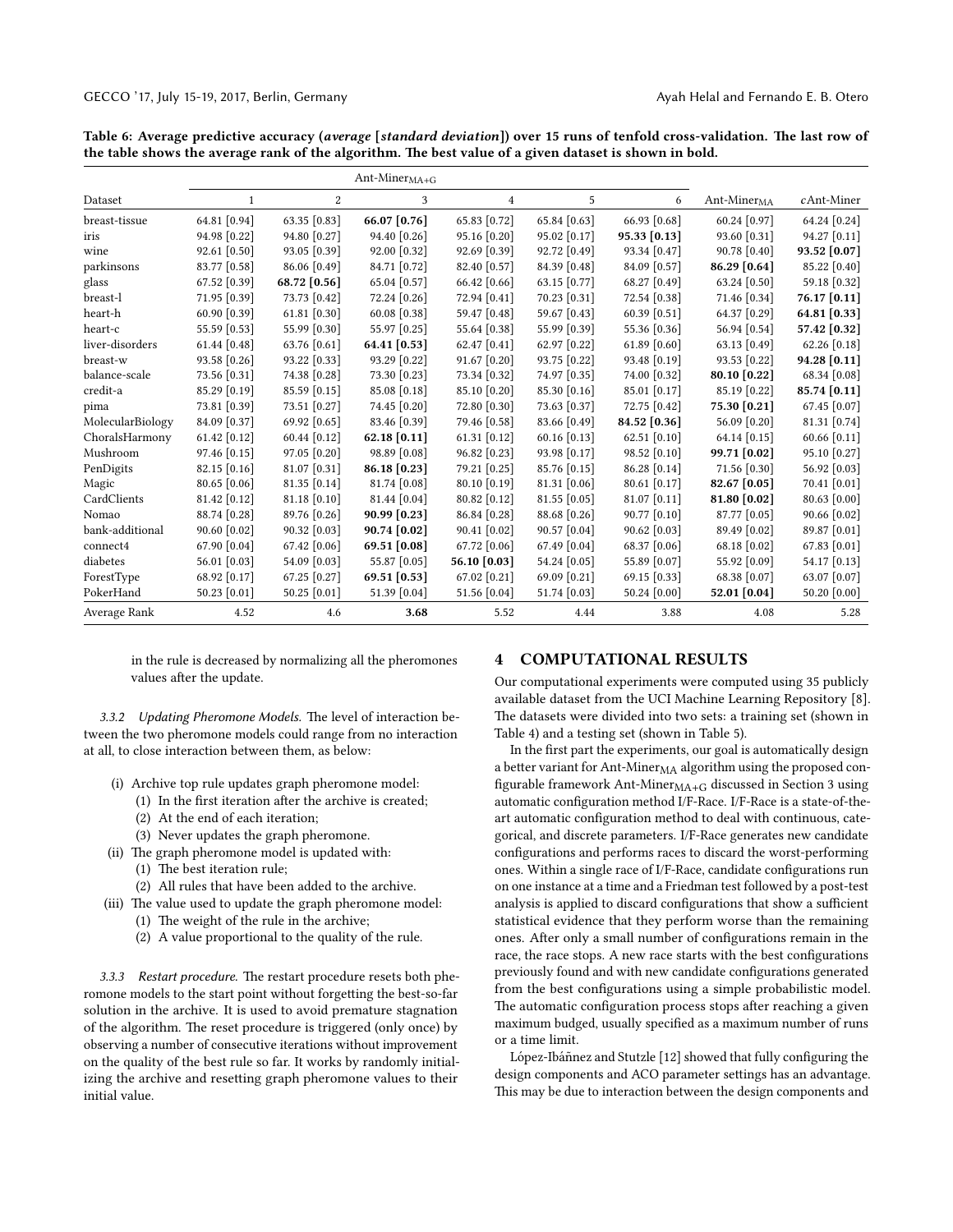Table 6: Average predictive accuracy (*average* [*standard deviation*]) over 15 runs of tenfold cross-validation. The last row of the table shows the average rank of the algorithm. The best value of a given dataset is shown in bold.

| | Ant-Miner$_{MA+G}$ | | | | | | | |
|---|---|---|---|---|---|---|---|---|
| Dataset | 1 | 2 | 3 | 4 | 5 | 6 | Ant-Miner$_{MA}$ | *c*Ant-Miner |
| breast-tissue | 64.81 [0.94] | 63.35 [0.83] | **66.07 [0.76]** | 65.83 [0.72] | 65.84 [0.63] | 66.93 [0.68] | 60.24 [0.97] | 64.24 [0.24] |
| iris | 94.98 [0.22] | 94.80 [0.27] | 94.40 [0.26] | 95.16 [0.20] | 95.02 [0.17] | **95.33 [0.13]** | 93.60 [0.31] | 94.27 [0.11] |
| wine | 92.61 [0.50] | 93.05 [0.39] | 92.00 [0.32] | 92.69 [0.39] | 92.72 [0.49] | 93.34 [0.47] | 90.78 [0.40] | **93.52 [0.07]** |
| parkinsons | 83.77 [0.58] | 86.06 [0.49] | 84.71 [0.72] | 82.40 [0.57] | 84.39 [0.48] | 84.09 [0.57] | **86.29 [0.64]** | 85.22 [0.40] |
| glass | 67.52 [0.39] | **68.72 [0.56]** | 65.04 [0.57] | 66.42 [0.66] | 63.15 [0.77] | 68.27 [0.49] | 63.24 [0.50] | 59.18 [0.32] |
| breast-l | 71.95 [0.39] | 73.73 [0.42] | 72.24 [0.26] | 72.94 [0.41] | 70.23 [0.31] | 72.54 [0.38] | 71.46 [0.34] | **76.17 [0.11]** |
| heart-h | 60.90 [0.39] | 61.81 [0.30] | 60.08 [0.38] | 59.47 [0.48] | 59.67 [0.43] | 60.39 [0.51] | 64.37 [0.29] | **64.81 [0.33]** |
| heart-c | 55.59 [0.53] | 55.99 [0.30] | 55.97 [0.25] | 55.64 [0.38] | 55.99 [0.39] | 55.36 [0.36] | 56.94 [0.54] | **57.42 [0.32]** |
| liver-disorders | 61.44 [0.48] | 63.76 [0.61] | **64.41 [0.53]** | 62.47 [0.41] | 62.97 [0.22] | 61.89 [0.60] | 63.13 [0.49] | 62.26 [0.18] |
| breast-w | 93.58 [0.26] | 93.22 [0.33] | 93.29 [0.22] | 91.67 [0.20] | 93.75 [0.22] | 93.48 [0.19] | 93.53 [0.22] | **94.28 [0.11]** |
| balance-scale | 73.56 [0.31] | 74.38 [0.28] | 73.30 [0.23] | 73.34 [0.32] | 74.97 [0.35] | 74.00 [0.32] | **80.10 [0.22]** | 68.34 [0.08] |
| credit-a | 85.29 [0.19] | 85.59 [0.15] | 85.08 [0.18] | 85.10 [0.20] | 85.30 [0.16] | 85.01 [0.17] | 85.19 [0.22] | **85.74 [0.11]** |
| pima | 73.81 [0.39] | 73.51 [0.27] | 74.45 [0.20] | 72.80 [0.30] | 73.63 [0.37] | 72.75 [0.42] | **75.30 [0.21]** | 67.45 [0.07] |
| MolecularBiology | 84.09 [0.37] | 69.92 [0.65] | 83.46 [0.39] | 79.46 [0.58] | 83.66 [0.49] | **84.52 [0.36]** | 56.09 [0.20] | 81.31 [0.74] |
| ChoralsHarmony | 61.42 [0.12] | 60.44 [0.12] | **62.18 [0.11]** | 61.31 [0.12] | 60.16 [0.13] | 62.51 [0.10] | 64.14 [0.15] | 60.66 [0.11] |
| Mushroom | 97.46 [0.15] | 97.05 [0.20] | 98.89 [0.08] | 96.82 [0.23] | 93.98 [0.17] | 98.52 [0.10] | **99.71 [0.02]** | 95.10 [0.27] |
| PenDigits | 82.15 [0.16] | 81.07 [0.31] | **86.18 [0.23]** | 79.21 [0.25] | 85.76 [0.15] | 86.28 [0.14] | 71.56 [0.30] | 56.92 [0.03] |
| Magic | 80.65 [0.06] | 81.35 [0.14] | 81.74 [0.08] | 80.10 [0.19] | 81.31 [0.06] | 80.61 [0.17] | **82.67 [0.05]** | 70.41 [0.01] |
| CardClients | 81.42 [0.12] | 81.18 [0.10] | 81.44 [0.04] | 80.82 [0.12] | 81.55 [0.05] | 81.07 [0.11] | **81.80 [0.02]** | 80.63 [0.00] |
| Nomao | 88.74 [0.28] | 89.76 [0.26] | **90.99 [0.23]** | 86.84 [0.28] | 88.68 [0.26] | 90.77 [0.10] | 87.77 [0.05] | 90.66 [0.02] |
| bank-additional | 90.60 [0.02] | 90.32 [0.03] | **90.74 [0.02]** | 90.41 [0.02] | 90.57 [0.04] | 90.62 [0.03] | 89.49 [0.02] | 89.87 [0.01] |
| connect4 | 67.90 [0.04] | 67.42 [0.06] | **69.51 [0.08]** | 67.72 [0.06] | 67.49 [0.04] | 68.37 [0.06] | 68.18 [0.02] | 67.83 [0.01] |
| diabetes | 56.01 [0.03] | 54.09 [0.03] | 55.87 [0.05] | **56.10 [0.03]** | 54.24 [0.05] | 55.89 [0.07] | 55.92 [0.09] | 54.17 [0.13] |
| ForestType | 68.92 [0.17] | 67.25 [0.27] | **69.51 [0.53]** | 67.02 [0.21] | 69.09 [0.21] | 69.15 [0.33] | 68.38 [0.07] | 63.07 [0.07] |
| PokerHand | 50.23 [0.01] | 50.25 [0.01] | 51.39 [0.04] | 51.56 [0.04] | 51.74 [0.03] | 50.24 [0.00] | **52.01 [0.04]** | 50.20 [0.00] |
| Average Rank | 4.52 | 4.6 | **3.68** | 5.52 | 4.44 | 3.88 | 4.08 | 5.28 |

in the rule is decreased by normalizing all the pheromones values after the update.

*3.3.2 Updating Pheromone Models.* The level of interaction between the two pheromone models could range from no interaction at all, to close interaction between them, as below:

- (i) Archive top rule updates graph pheromone model:
  - (1) In the first iteration after the archive is created;
  - (2) At the end of each iteration;
  - (3) Never updates the graph pheromone.
- (ii) The graph pheromone model is updated with:
  - (1) The best iteration rule;
  - (2) All rules that have been added to the archive.
- (iii) The value used to update the graph pheromone model:
  - (1) The weight of the rule in the archive;
  - (2) A value proportional to the quality of the rule.

*3.3.3 Restart procedure.* The restart procedure resets both pheromone models to the start point without forgetting the best-so-far solution in the archive. It is used to avoid premature stagnation of the algorithm. The reset procedure is triggered (only once) by observing a number of consecutive iterations without improvement on the quality of the best rule so far. It works by randomly initializing the archive and resetting graph pheromone values to their initial value.

## 4 COMPUTATIONAL RESULTS

Our computational experiments were computed using 35 publicly available dataset from the UCI Machine Learning Repository [8]. The datasets were divided into two sets: a training set (shown in Table 4) and a testing set (shown in Table 5).

In the first part the experiments, our goal is automatically design a better variant for Ant-Miner$_{MA}$ algorithm using the proposed configurable framework Ant-Miner$_{MA+G}$ discussed in Section 3 using automatic configuration method I/F-Race. I/F-Race is a state-of-the-art automatic configuration method to deal with continuous, categorical, and discrete parameters. I/F-Race generates new candidate configurations and performs races to discard the worst-performing ones. Within a single race of I/F-Race, candidate configurations run on one instance at a time and a Friedman test followed by a post-test analysis is applied to discard configurations that show a sufficient statistical evidence that they perform worse than the remaining ones. After only a small number of configurations remain in the race, the race stops. A new race starts with the best configurations previously found and with new candidate configurations generated from the best configurations using a simple probabilistic model. The automatic configuration process stops after reaching a given maximum budged, usually specified as a maximum number of runs or a time limit.

López-Ibáñnez and Stutzle [12] showed that fully configuring the design components and ACO parameter settings has an advantage. This may be due to interaction between the design components and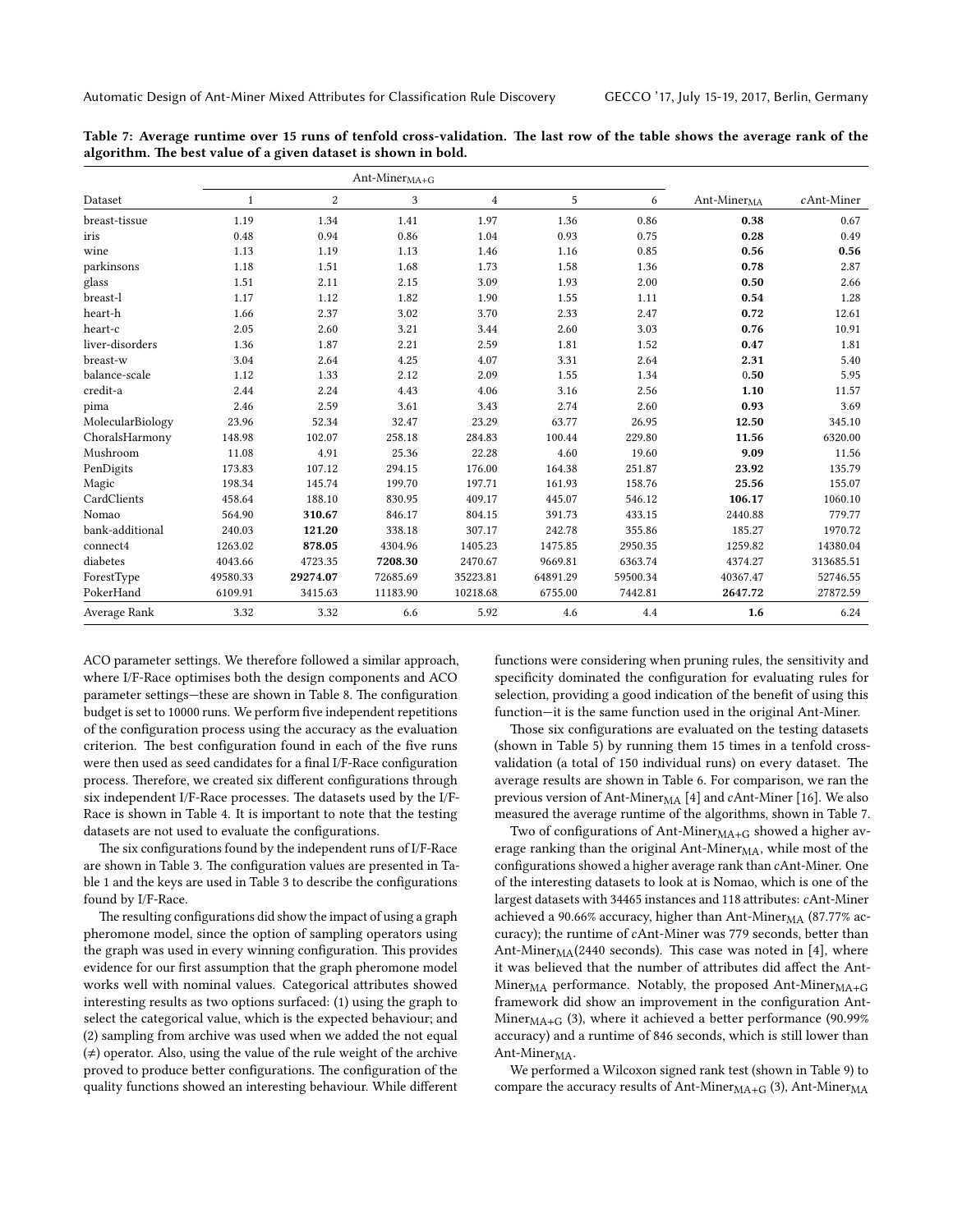Table 7: Average runtime over 15 runs of tenfold cross-validation. The last row of the table shows the average rank of the algorithm. The best value of a given dataset is shown in bold.

| | Ant-Miner$_{MA+G}$ | | | | | | | |
|---|---|---|---|---|---|---|---|---|
| Dataset | 1 | 2 | 3 | 4 | 5 | 6 | Ant-Miner$_{MA}$ | *c*Ant-Miner |
| breast-tissue | 1.19 | 1.34 | 1.41 | 1.97 | 1.36 | 0.86 | **0.38** | 0.67 |
| iris | 0.48 | 0.94 | 0.86 | 1.04 | 0.93 | 0.75 | **0.28** | 0.49 |
| wine | 1.13 | 1.19 | 1.13 | 1.46 | 1.16 | 0.85 | **0.56** | **0.56** |
| parkinsons | 1.18 | 1.51 | 1.68 | 1.73 | 1.58 | 1.36 | **0.78** | 2.87 |
| glass | 1.51 | 2.11 | 2.15 | 3.09 | 1.93 | 2.00 | **0.50** | 2.66 |
| breast-l | 1.17 | 1.12 | 1.82 | 1.90 | 1.55 | 1.11 | **0.54** | 1.28 |
| heart-h | 1.66 | 2.37 | 3.02 | 3.70 | 2.33 | 2.47 | **0.72** | 12.61 |
| heart-c | 2.05 | 2.60 | 3.21 | 3.44 | 2.60 | 3.03 | **0.76** | 10.91 |
| liver-disorders | 1.36 | 1.87 | 2.21 | 2.59 | 1.81 | 1.52 | **0.47** | 1.81 |
| breast-w | 3.04 | 2.64 | 4.25 | 4.07 | 3.31 | 2.64 | **2.31** | 5.40 |
| balance-scale | 1.12 | 1.33 | 2.12 | 2.09 | 1.55 | 1.34 | **0.50** | 5.95 |
| credit-a | 2.44 | 2.24 | 4.43 | 4.06 | 3.16 | 2.56 | **1.10** | 11.57 |
| pima | 2.46 | 2.59 | 3.61 | 3.43 | 2.74 | 2.60 | **0.93** | 3.69 |
| MolecularBiology | 23.96 | 52.34 | 32.47 | 23.29 | 63.77 | 26.95 | **12.50** | 345.10 |
| ChoralsHarmony | 148.98 | 102.07 | 258.18 | 284.83 | 100.44 | 229.80 | **11.56** | 6320.00 |
| Mushroom | 11.08 | 4.91 | 25.36 | 22.28 | 4.60 | 19.60 | **9.09** | 11.56 |
| PenDigits | 173.83 | 107.12 | 294.15 | 176.00 | 164.38 | 251.87 | **23.92** | 135.79 |
| Magic | 198.34 | 145.74 | 199.70 | 197.71 | 161.93 | 158.76 | **25.56** | 155.07 |
| CardClients | 458.64 | 188.10 | 830.95 | 409.17 | 445.07 | 546.12 | **106.17** | 1060.10 |
| Nomao | 564.90 | **310.67** | 846.17 | 804.15 | 391.73 | 433.15 | 2440.88 | 779.77 |
| bank-additional | 240.03 | **121.20** | 338.18 | 307.17 | 242.78 | 355.86 | 185.27 | 1970.72 |
| connect4 | 1263.02 | **878.05** | 4304.96 | 1405.23 | 1475.85 | 2950.35 | 1259.82 | 14380.04 |
| diabetes | 4043.66 | 4723.35 | **7208.30** | 2470.67 | 9669.81 | 6363.74 | 4374.27 | 313685.51 |
| ForestType | 49580.33 | **29274.07** | 72685.69 | 35223.81 | 64891.29 | 59500.34 | 40367.47 | 52746.55 |
| PokerHand | 6109.91 | 3415.63 | 11183.90 | 10218.68 | 6755.00 | 7442.81 | **2647.72** | 27872.59 |
| Average Rank | 3.32 | 3.32 | 6.6 | 5.92 | 4.6 | 4.4 | **1.6** | 6.24 |

ACO parameter settings. We therefore followed a similar approach, where I/F-Race optimises both the design components and ACO parameter settings—these are shown in Table 8. The configuration budget is set to 10000 runs. We perform five independent repetitions of the configuration process using the accuracy as the evaluation criterion. The best configuration found in each of the five runs were then used as seed candidates for a final I/F-Race configuration process. Therefore, we created six different configurations through six independent I/F-Race processes. The datasets used by the I/F-Race is shown in Table 4. It is important to note that the testing datasets are not used to evaluate the configurations.

The six configurations found by the independent runs of I/F-Race are shown in Table 3. The configuration values are presented in Table 1 and the keys are used in Table 3 to describe the configurations found by I/F-Race.

The resulting configurations did show the impact of using a graph pheromone model, since the option of sampling operators using the graph was used in every winning configuration. This provides evidence for our first assumption that the graph pheromone model works well with nominal values. Categorical attributes showed interesting results as two options surfaced: (1) using the graph to select the categorical value, which is the expected behaviour; and (2) sampling from archive was used when we added the not equal ($\neq$) operator. Also, using the value of the rule weight of the archive proved to produce better configurations. The configuration of the quality functions showed an interesting behaviour. While different functions were considering when pruning rules, the sensitivity and specificity dominated the configuration for evaluating rules for selection, providing a good indication of the benefit of using this function—it is the same function used in the original Ant-Miner.

Those six configurations are evaluated on the testing datasets (shown in Table 5) by running them 15 times in a tenfold cross-validation (a total of 150 individual runs) on every dataset. The average results are shown in Table 6. For comparison, we ran the previous version of Ant-Miner$_{MA}$ [4] and *c*Ant-Miner [16]. We also measured the average runtime of the algorithms, shown in Table 7.

Two of configurations of Ant-Miner$_{MA+G}$ showed a higher average ranking than the original Ant-Miner$_{MA}$, while most of the configurations showed a higher average rank than *c*Ant-Miner. One of the interesting datasets to look at is Nomao, which is one of the largest datasets with 34465 instances and 118 attributes: *c*Ant-Miner achieved a 90.66% accuracy, higher than Ant-Miner$_{MA}$ (87.77% accuracy); the runtime of *c*Ant-Miner was 779 seconds, better than Ant-Miner$_{MA}$(2440 seconds). This case was noted in [4], where it was believed that the number of attributes did affect the Ant-Miner$_{MA}$ performance. Notably, the proposed Ant-Miner$_{MA+G}$ framework did show an improvement in the configuration Ant-Miner$_{MA+G}$ (3), where it achieved a better performance (90.99% accuracy) and a runtime of 846 seconds, which is still lower than Ant-Miner$_{MA}$.

We performed a Wilcoxon signed rank test (shown in Table 9) to compare the accuracy results of Ant-Miner$_{MA+G}$ (3), Ant-Miner$_{MA}$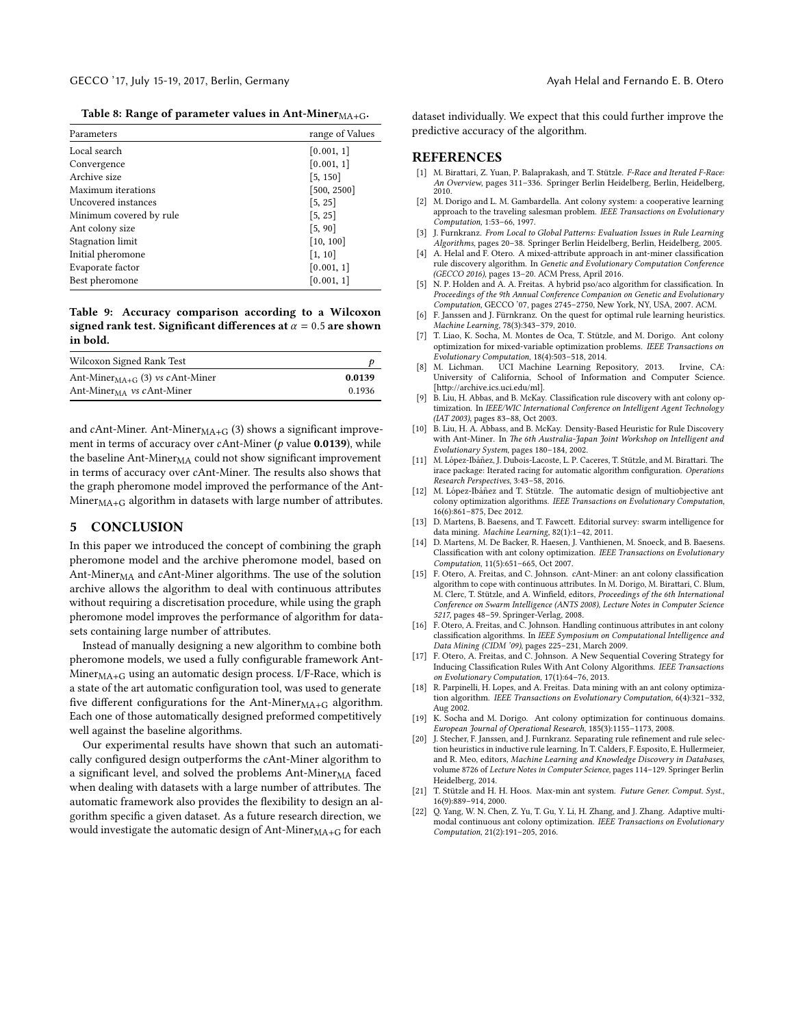Table 8: Range of parameter values in Ant-Miner$_{MA+G}$.

| Parameters | range of Values |
|---|---|
| Local search | [0.001, 1] |
| Convergence | [0.001, 1] |
| Archive size | [5, 150] |
| Maximum iterations | [500, 2500] |
| Uncovered instances | [5, 25] |
| Minimum covered by rule | [5, 25] |
| Ant colony size | [5, 90] |
| Stagnation limit | [10, 100] |
| Initial pheromone | [1, 10] |
| Evaporate factor | [0.001, 1] |
| Best pheromone | [0.001, 1] |

**Table 9: Accuracy comparison according to a Wilcoxon signed rank test. Significant differences at $\alpha = 0.5$ are shown in bold.**

| Wilcoxon Signed Rank Test | $p$ |
|---|---|
| Ant-Miner$_{MA+G}$ (3) *vs* *c*Ant-Miner | **0.0139** |
| Ant-Miner$_{MA}$ *vs* *c*Ant-Miner | 0.1936 |

and *c*Ant-Miner. Ant-Miner$_{MA+G}$ (3) shows a significant improvement in terms of accuracy over *c*Ant-Miner ($p$ value **0.0139**), while the baseline Ant-Miner$_{MA}$ could not show significant improvement in terms of accuracy over *c*Ant-Miner. The results also shows that the graph pheromone model improved the performance of the Ant-Miner$_{MA+G}$ algorithm in datasets with large number of attributes.

## 5 CONCLUSION

In this paper we introduced the concept of combining the graph pheromone model and the archive pheromone model, based on Ant-Miner$_{MA}$ and *c*Ant-Miner algorithms. The use of the solution archive allows the algorithm to deal with continuous attributes without requiring a discretisation procedure, while using the graph pheromone model improves the performance of algorithm for datasets containing large number of attributes.

Instead of manually designing a new algorithm to combine both pheromone models, we used a fully configurable framework Ant-Miner$_{MA+G}$ using an automatic design process. I/F-Race, which is a state of the art automatic configuration tool, was used to generate five different configurations for the Ant-Miner$_{MA+G}$ algorithm. Each one of those automatically designed preformed competitively well against the baseline algorithms.

Our experimental results have shown that such an automatically configured design outperforms the *c*Ant-Miner algorithm to a significant level, and solved the problems Ant-Miner$_{MA}$ faced when dealing with datasets with a large number of attributes. The automatic framework also provides the flexibility to design an algorithm specific a given dataset. As a future research direction, we would investigate the automatic design of Ant-Miner$_{MA+G}$ for each dataset individually. We expect that this could further improve the predictive accuracy of the algorithm.

## REFERENCES

[1] M. Birattari, Z. Yuan, P. Balaprakash, and T. Stützle. *F-Race and Iterated F-Race: An Overview*, pages 311–336. Springer Berlin Heidelberg, Berlin, Heidelberg, 2010.

[2] M. Dorigo and L. M. Gambardella. Ant colony system: a cooperative learning approach to the traveling salesman problem. *IEEE Transactions on Evolutionary Computation*, 1:53–66, 1997.

[3] J. Furnkranz. *From Local to Global Patterns: Evaluation Issues in Rule Learning Algorithms*, pages 20–38. Springer Berlin Heidelberg, Berlin, Heidelberg, 2005.

[4] A. Helal and F. Otero. A mixed-attribute approach in ant-miner classification rule discovery algorithm. In *Genetic and Evolutionary Computation Conference (GECCO 2016)*, pages 13–20. ACM Press, April 2016.

[5] N. P. Holden and A. A. Freitas. A hybrid pso/aco algorithm for classification. In *Proceedings of the 9th Annual Conference Companion on Genetic and Evolutionary Computation*, GECCO '07, pages 2745–2750, New York, NY, USA, 2007. ACM.

[6] F. Janssen and J. Fürnkranz. On the quest for optimal rule learning heuristics. *Machine Learning*, 78(3):343–379, 2010.

[7] T. Liao, K. Socha, M. Montes de Oca, T. Stützle, and M. Dorigo. Ant colony optimization for mixed-variable optimization problems. *IEEE Transactions on Evolutionary Computation*, 18(4):503–518, 2014.

[8] M. Lichman. UCI Machine Learning Repository, 2013. Irvine, CA: University of California, School of Information and Computer Science. [http://archive.ics.uci.edu/ml].

[9] B. Liu, H. Abbas, and B. McKay. Classification rule discovery with ant colony optimization. In *IEEE/WIC International Conference on Intelligent Agent Technology (IAT 2003)*, pages 83–88, Oct 2003.

[10] B. Liu, H. A. Abbass, and B. McKay. Density-Based Heuristic for Rule Discovery with Ant-Miner. In *The 6th Australia-Japan Joint Workshop on Intelligent and Evolutionary System*, pages 180–184, 2002.

[11] M. López-Ibáñez, J. Dubois-Lacoste, L. P. Caceres, T. Stützle, and M. Birattari. The irace package: Iterated racing for automatic algorithm configuration. *Operations Research Perspectives*, 3:43–58, 2016.

[12] M. López-Ibáñez and T. Stützle. The automatic design of multiobjective ant colony optimization algorithms. *IEEE Transactions on Evolutionary Computation*, 16(6):861–875, Dec 2012.

[13] D. Martens, B. Baesens, and T. Fawcett. Editorial survey: swarm intelligence for data mining. *Machine Learning*, 82(1):1–42, 2011.

[14] D. Martens, M. De Backer, R. Haesen, J. Vanthienen, M. Snoeck, and B. Baesens. Classification with ant colony optimization. *IEEE Transactions on Evolutionary Computation*, 11(5):651–665, Oct 2007.

[15] F. Otero, A. Freitas, and C. Johnson. cAnt-Miner: an ant colony classification algorithm to cope with continuous attributes. In M. Dorigo, M. Birattari, C. Blum, M. Clerc, T. Stützle, and A. Winfield, editors, *Proceedings of the 6th International Conference on Swarm Intelligence (ANTS 2008), Lecture Notes in Computer Science 5217*, pages 48–59. Springer-Verlag, 2008.

[16] F. Otero, A. Freitas, and C. Johnson. Handling continuous attributes in ant colony classification algorithms. In *IEEE Symposium on Computational Intelligence and Data Mining (CIDM '09)*, pages 225–231, March 2009.

[17] F. Otero, A. Freitas, and C. Johnson. A New Sequential Covering Strategy for Inducing Classification Rules With Ant Colony Algorithms. *IEEE Transactions on Evolutionary Computation*, 17(1):64–76, 2013.

[18] R. Parpinelli, H. Lopes, and A. Freitas. Data mining with an ant colony optimization algorithm. *IEEE Transactions on Evolutionary Computation*, 6(4):321–332, Aug 2002.

[19] K. Socha and M. Dorigo. Ant colony optimization for continuous domains. *European Journal of Operational Research*, 185(3):1155–1173, 2008.

[20] J. Stecher, F. Janssen, and J. Furnkranz. Separating rule refinement and rule selection heuristics in inductive rule learning. In T. Calders, F. Esposito, E. Hullermeier, and R. Meo, editors, *Machine Learning and Knowledge Discovery in Databases*, volume 8726 of *Lecture Notes in Computer Science*, pages 114–129. Springer Berlin Heidelberg, 2014.

[21] T. Stützle and H. H. Hoos. Max-min ant system. *Future Gener. Comput. Syst.*, 16(9):889–914, 2000.

[22] Q. Yang, W. N. Chen, Z. Yu, T. Gu, Y. Li, H. Zhang, and J. Zhang. Adaptive multimodal continuous ant colony optimization. *IEEE Transactions on Evolutionary Computation*, 21(2):191–205, 2016.